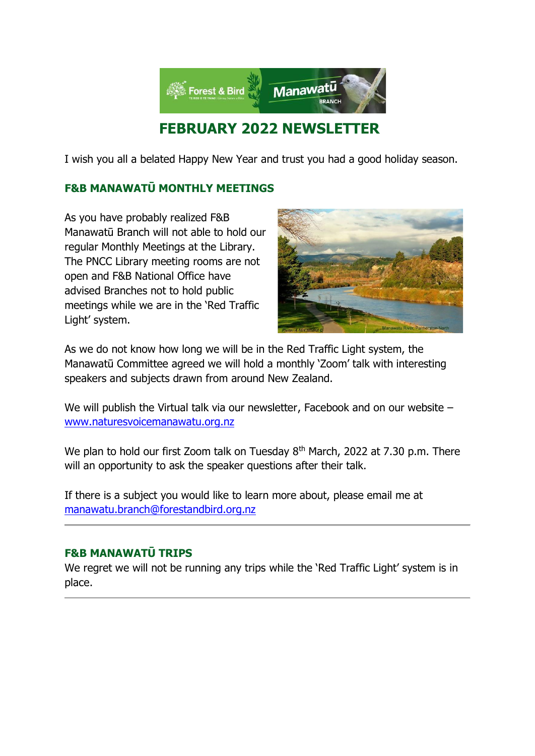# FEBRUARY 2022 NEWSLETTER

I wish you all a belated Happy New Year and trust you had a good holiday season.

## F&B MANAWATŪ MONTHLY MEETINGS

As you have probably realized F&B Manawatū Branch will not able to hold our regular Monthly Meetings at the Library. The PNCC Library meeting rooms are not open and F&B National Office have advised Branches not to hold public meetings while we are in the 'Red Traffic Light' system.

As we do not know how long we will be in the Red Traffic Light system, the Manawatū Committee agreed we will hold a monthly 'Zoom' talk with interesting speakers and subjects drawn from around New Zealand.

We will publish the Virtual talk via our newsletter, Facebook and on our website – www.naturesvoicemanawatu.org.nz

We plan to hold our first Zoom talk on Tuesday 8th March, 2022 at 7.30 p.m. There will an opportunity to ask the speaker questions after their talk.

If there is a subject you would like to learn more about, please email me at manawatu.branch@forestandbird.org.nz

---

## F&B MANAWATŪ TRIPS

We regret we will not be running any trips while the 'Red Traffic Light' system is in place.

---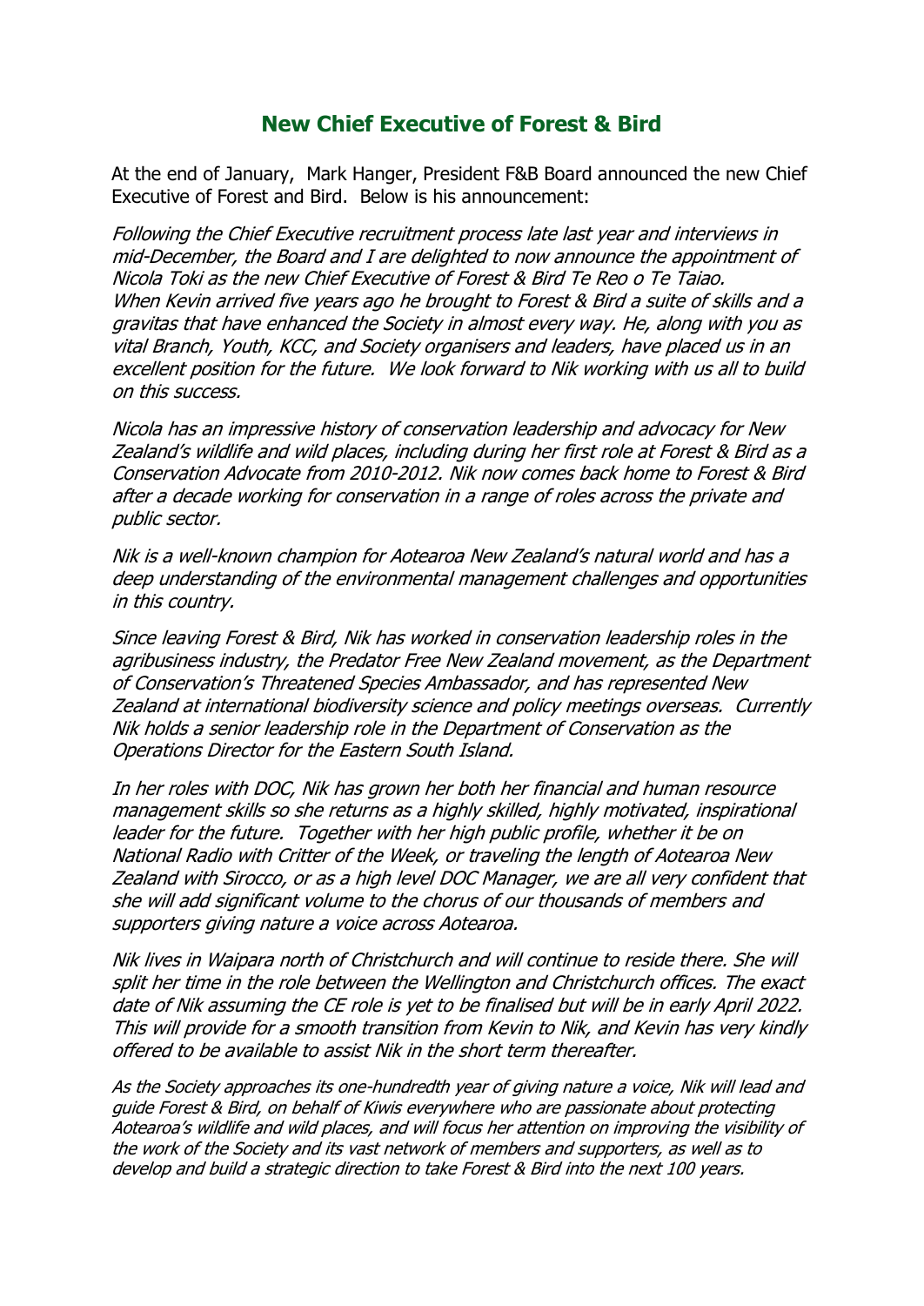## New Chief Executive of Forest & Bird

At the end of January, Mark Hanger, President F&B Board announced the new Chief Executive of Forest and Bird. Below is his announcement:

*Following the Chief Executive recruitment process late last year and interviews in mid-December, the Board and I are delighted to now announce the appointment of Nicola Toki as the new Chief Executive of Forest & Bird Te Reo o Te Taiao. When Kevin arrived five years ago he brought to Forest & Bird a suite of skills and a gravitas that have enhanced the Society in almost every way. He, along with you as vital Branch, Youth, KCC, and Society organisers and leaders, have placed us in an excellent position for the future. We look forward to Nik working with us all to build on this success.*

*Nicola has an impressive history of conservation leadership and advocacy for New Zealand's wildlife and wild places, including during her first role at Forest & Bird as a Conservation Advocate from 2010-2012. Nik now comes back home to Forest & Bird after a decade working for conservation in a range of roles across the private and public sector.*

*Nik is a well-known champion for Aotearoa New Zealand's natural world and has a deep understanding of the environmental management challenges and opportunities in this country.*

*Since leaving Forest & Bird, Nik has worked in conservation leadership roles in the agribusiness industry, the Predator Free New Zealand movement, as the Department of Conservation's Threatened Species Ambassador, and has represented New Zealand at international biodiversity science and policy meetings overseas. Currently Nik holds a senior leadership role in the Department of Conservation as the Operations Director for the Eastern South Island.*

*In her roles with DOC, Nik has grown her both her financial and human resource management skills so she returns as a highly skilled, highly motivated, inspirational leader for the future. Together with her high public profile, whether it be on National Radio with Critter of the Week, or traveling the length of Aotearoa New Zealand with Sirocco, or as a high level DOC Manager, we are all very confident that she will add significant volume to the chorus of our thousands of members and supporters giving nature a voice across Aotearoa.*

*Nik lives in Waipara north of Christchurch and will continue to reside there. She will split her time in the role between the Wellington and Christchurch offices. The exact date of Nik assuming the CE role is yet to be finalised but will be in early April 2022. This will provide for a smooth transition from Kevin to Nik, and Kevin has very kindly offered to be available to assist Nik in the short term thereafter.*

*As the Society approaches its one-hundredth year of giving nature a voice, Nik will lead and guide Forest & Bird, on behalf of Kiwis everywhere who are passionate about protecting Aotearoa's wildlife and wild places, and will focus her attention on improving the visibility of the work of the Society and its vast network of members and supporters, as well as to develop and build a strategic direction to take Forest & Bird into the next 100 years.*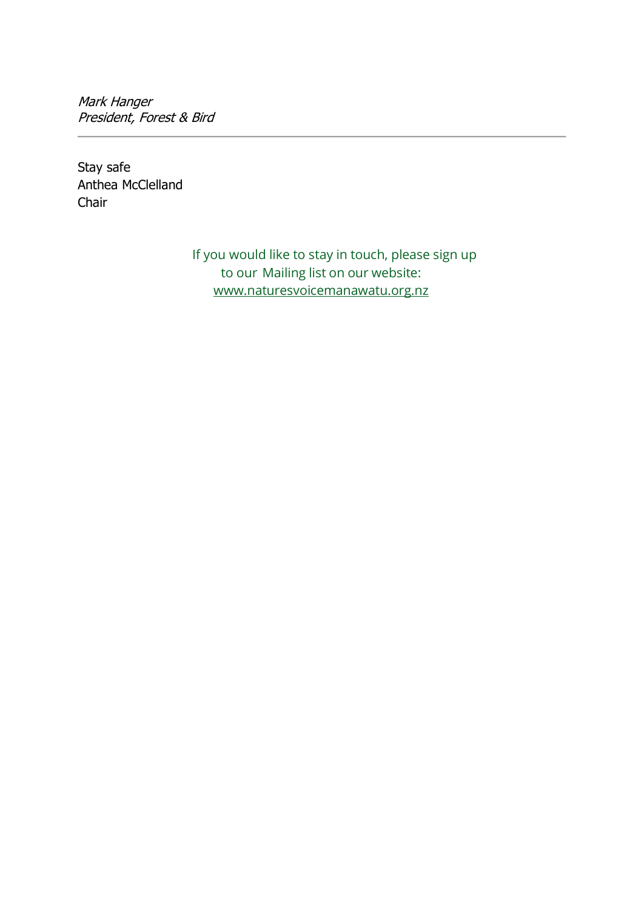*Mark Hanger*
*President, Forest & Bird*

---

Stay safe
Anthea McClelland
Chair

If you would like to stay in touch, please sign up to our Mailing list on our website: [www.naturesvoicemanawatu.org.nz](http://www.naturesvoicemanawatu.org.nz)